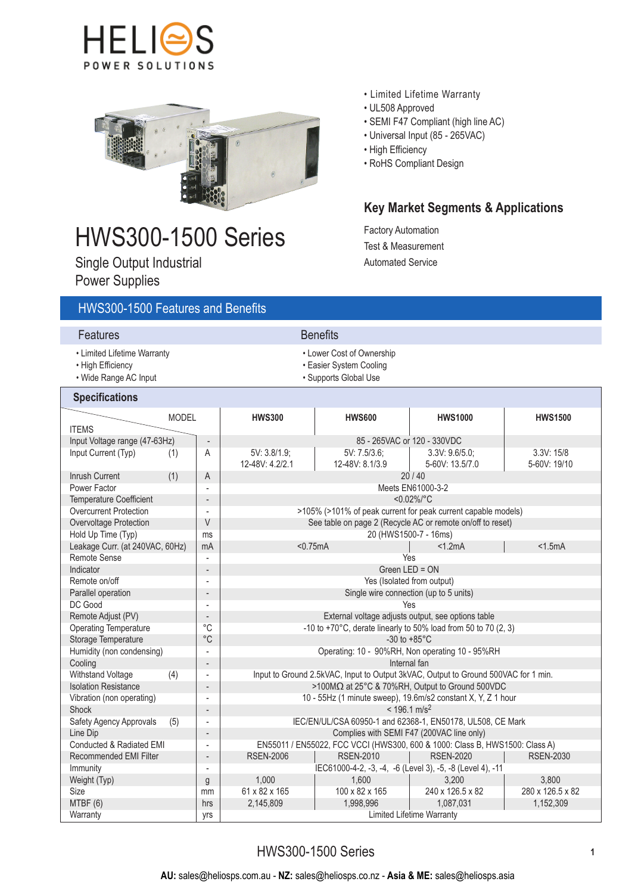HELIOS POWER SOLUTIONS

- Limited Lifetime Warranty
- UL508 Approved
- SEMI F47 Compliant (high line AC)
- Universal Input (85 - 265VAC)
- High Efficiency
- RoHS Compliant Design

# HWS300-1500 Series

Single Output Industrial Power Supplies

## Key Market Segments & Applications

Factory Automation

Test & Measurement

Automated Service

## HWS300-1500 Features and Benefits

### Features

- Limited Lifetime Warranty
- High Efficiency
- Wide Range AC Input

### Benefits

- Lower Cost of Ownership
- Easier System Cooling
- Supports Global Use

## Specifications

| ITEMS / MODEL | | | HWS300 | HWS600 | HWS1000 | HWS1500 |
|---|---|---|---|---|---|---|
| Input Voltage range (47-63Hz) | | - | 85 - 265VAC or 120 - 330VDC | | | |
| Input Current (Typ) | (1) | A | 5V: 3.8/1.9; 12-48V: 4.2/2.1 | 5V: 7.5/3.6; 12-48V: 8.1/3.9 | 3.3V: 9.6/5.0; 5-60V: 13.5/7.0 | 3.3V: 15/8 5-60V: 19/10 |
| Inrush Current | (1) | A | 20 / 40 | | | |
| Power Factor | | - | Meets EN61000-3-2 | | | |
| Temperature Coefficient | | - | <0.02%/°C | | | |
| Overcurrent Protection | | - | >105% (>101% of peak current for peak current capable models) | | | |
| Overvoltage Protection | | V | See table on page 2 (Recycle AC or remote on/off to reset) | | | |
| Hold Up Time (Typ) | | ms | 20 (HWS1500-7 - 16ms) | | | |
| Leakage Curr. (at 240VAC, 60Hz) | | mA | <0.75mA | | <1.2mA | <1.5mA |
| Remote Sense | | - | Yes | | | |
| Indicator | | - | Green LED = ON | | | |
| Remote on/off | | - | Yes (Isolated from output) | | | |
| Parallel operation | | - | Single wire connection (up to 5 units) | | | |
| DC Good | | - | Yes | | | |
| Remote Adjust (PV) | | - | External voltage adjusts output, see options table | | | |
| Operating Temperature | | °C | -10 to +70°C, derate linearly to 50% load from 50 to 70 (2, 3) | | | |
| Storage Temperature | | °C | -30 to +85°C | | | |
| Humidity (non condensing) | | - | Operating: 10 - 90%RH, Non operating 10 - 95%RH | | | |
| Cooling | | - | Internal fan | | | |
| Withstand Voltage | (4) | - | Input to Ground 2.5kVAC, Input to Output 3kVAC, Output to Ground 500VAC for 1 min. | | | |
| Isolation Resistance | | - | >100MΩ at 25°C & 70%RH, Output to Ground 500VDC | | | |
| Vibration (non operating) | | - | 10 - 55Hz (1 minute sweep), 19.6m/s2 constant X, Y, Z 1 hour | | | |
| Shock | | - | < 196.1 $m/s^2$ | | | |
| Safety Agency Approvals | (5) | - | IEC/EN/UL/CSA 60950-1 and 62368-1, EN50178, UL508, CE Mark | | | |
| Line Dip | | - | Complies with SEMI F47 (200VAC line only) | | | |
| Conducted & Radiated EMI | | - | EN55011 / EN55022, FCC VCCI (HWS300, 600 & 1000: Class B, HWS1500: Class A) | | | |
| Recommended EMI Filter | | - | RSEN-2006 | RSEN-2010 | RSEN-2020 | RSEN-2030 |
| Immunity | | - | IEC61000-4-2, -3, -4, -6 (Level 3), -5, -8 (Level 4), -11 | | | |
| Weight (Typ) | | g | 1,000 | 1,600 | 3,200 | 3,800 |
| Size | | mm | 61 x 82 x 165 | 100 x 82 x 165 | 240 x 126.5 x 82 | 280 x 126.5 x 82 |
| MTBF (6) | | hrs | 2,145,809 | 1,998,996 | 1,087,031 | 1,152,309 |
| Warranty | | yrs | Limited Lifetime Warranty | | | |

**AU:** sales@heliosps.com.au - **NZ:** sales@heliosps.co.nz - **Asia & ME:** sales@heliosps.asia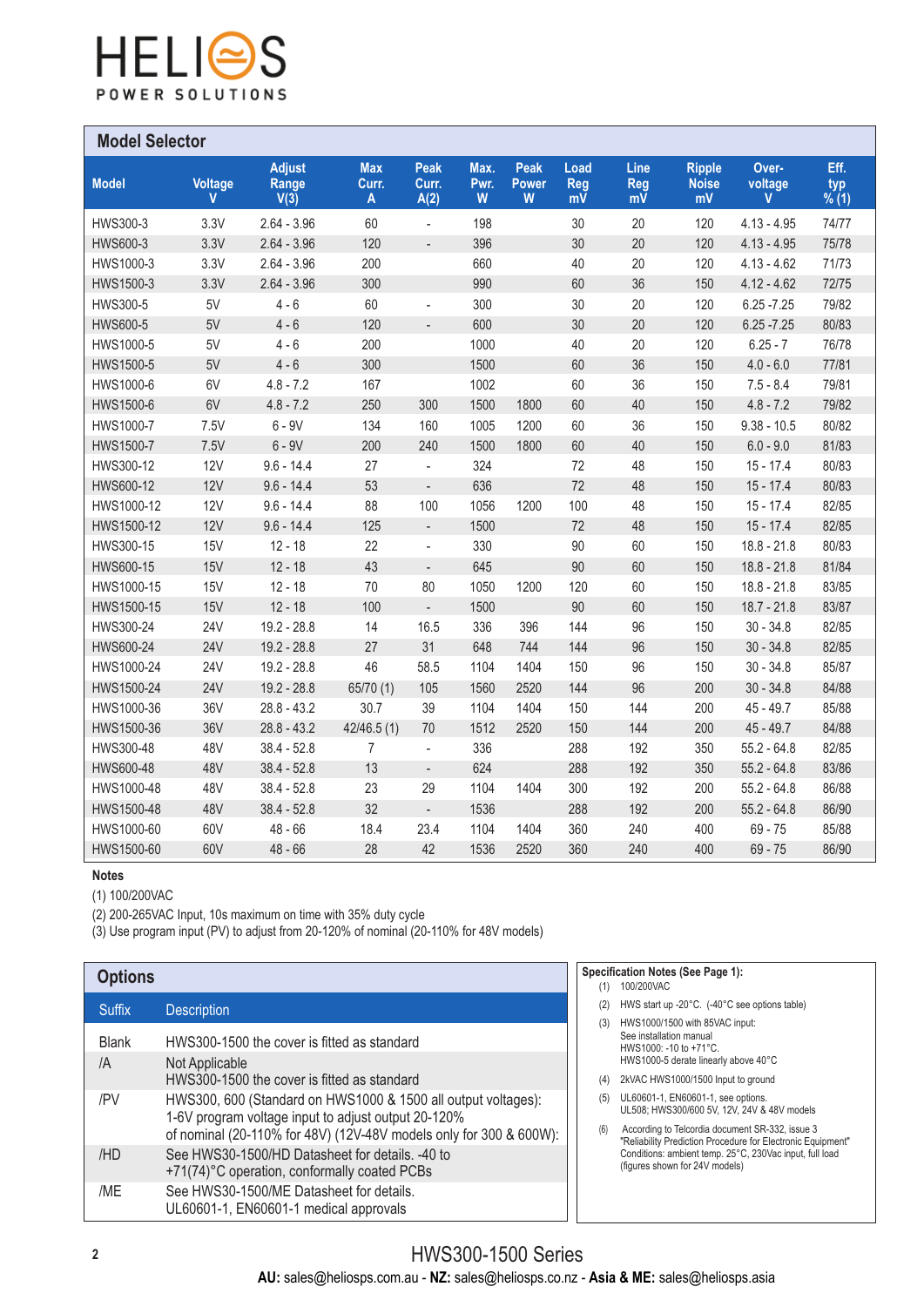# HELIOS POWER SOLUTIONS

## Model Selector

| Model | Voltage V | Adjust Range V(3) | Max Curr. A | Peak Curr. A(2) | Max. Pwr. W | Peak Power W | Load Reg mV | Line Reg mV | Ripple Noise mV | Over-voltage V | Eff. typ % (1) |
|---|---|---|---|---|---|---|---|---|---|---|---|
| HWS300-3 | 3.3V | 2.64 - 3.96 | 60 | - | 198 | | 30 | 20 | 120 | 4.13 - 4.95 | 74/77 |
| HWS600-3 | 3.3V | 2.64 - 3.96 | 120 | - | 396 | | 30 | 20 | 120 | 4.13 - 4.95 | 75/78 |
| HWS1000-3 | 3.3V | 2.64 - 3.96 | 200 | | 660 | | 40 | 20 | 120 | 4.13 - 4.62 | 71/73 |
| HWS1500-3 | 3.3V | 2.64 - 3.96 | 300 | | 990 | | 60 | 36 | 150 | 4.12 - 4.62 | 72/75 |
| HWS300-5 | 5V | 4 - 6 | 60 | - | 300 | | 30 | 20 | 120 | 6.25 -7.25 | 79/82 |
| HWS600-5 | 5V | 4 - 6 | 120 | - | 600 | | 30 | 20 | 120 | 6.25 -7.25 | 80/83 |
| HWS1000-5 | 5V | 4 - 6 | 200 | | 1000 | | 40 | 20 | 120 | 6.25 - 7 | 76/78 |
| HWS1500-5 | 5V | 4 - 6 | 300 | | 1500 | | 60 | 36 | 150 | 4.0 - 6.0 | 77/81 |
| HWS1000-6 | 6V | 4.8 - 7.2 | 167 | | 1002 | | 60 | 36 | 150 | 7.5 - 8.4 | 79/81 |
| HWS1500-6 | 6V | 4.8 - 7.2 | 250 | 300 | 1500 | 1800 | 60 | 40 | 150 | 4.8 - 7.2 | 79/82 |
| HWS1000-7 | 7.5V | 6 - 9V | 134 | 160 | 1005 | 1200 | 60 | 36 | 150 | 9.38 - 10.5 | 80/82 |
| HWS1500-7 | 7.5V | 6 - 9V | 200 | 240 | 1500 | 1800 | 60 | 40 | 150 | 6.0 - 9.0 | 81/83 |
| HWS300-12 | 12V | 9.6 - 14.4 | 27 | - | 324 | | 72 | 48 | 150 | 15 - 17.4 | 80/83 |
| HWS600-12 | 12V | 9.6 - 14.4 | 53 | - | 636 | | 72 | 48 | 150 | 15 - 17.4 | 80/83 |
| HWS1000-12 | 12V | 9.6 - 14.4 | 88 | 100 | 1056 | 1200 | 100 | 48 | 150 | 15 - 17.4 | 82/85 |
| HWS1500-12 | 12V | 9.6 - 14.4 | 125 | - | 1500 | | 72 | 48 | 150 | 15 - 17.4 | 82/85 |
| HWS300-15 | 15V | 12 - 18 | 22 | - | 330 | | 90 | 60 | 150 | 18.8 - 21.8 | 80/83 |
| HWS600-15 | 15V | 12 - 18 | 43 | - | 645 | | 90 | 60 | 150 | 18.8 - 21.8 | 81/84 |
| HWS1000-15 | 15V | 12 - 18 | 70 | 80 | 1050 | 1200 | 120 | 60 | 150 | 18.8 - 21.8 | 83/85 |
| HWS1500-15 | 15V | 12 - 18 | 100 | - | 1500 | | 90 | 60 | 150 | 18.7 - 21.8 | 83/87 |
| HWS300-24 | 24V | 19.2 - 28.8 | 14 | 16.5 | 336 | 396 | 144 | 96 | 150 | 30 - 34.8 | 82/85 |
| HWS600-24 | 24V | 19.2 - 28.8 | 27 | 31 | 648 | 744 | 144 | 96 | 150 | 30 - 34.8 | 82/85 |
| HWS1000-24 | 24V | 19.2 - 28.8 | 46 | 58.5 | 1104 | 1404 | 150 | 96 | 150 | 30 - 34.8 | 85/87 |
| HWS1500-24 | 24V | 19.2 - 28.8 | 65/70 (1) | 105 | 1560 | 2520 | 144 | 96 | 200 | 30 - 34.8 | 84/88 |
| HWS1000-36 | 36V | 28.8 - 43.2 | 30.7 | 39 | 1104 | 1404 | 150 | 144 | 200 | 45 - 49.7 | 85/88 |
| HWS1500-36 | 36V | 28.8 - 43.2 | 42/46.5 (1) | 70 | 1512 | 2520 | 150 | 144 | 200 | 45 - 49.7 | 84/88 |
| HWS300-48 | 48V | 38.4 - 52.8 | 7 | - | 336 | | 288 | 192 | 350 | 55.2 - 64.8 | 82/85 |
| HWS600-48 | 48V | 38.4 - 52.8 | 13 | - | 624 | | 288 | 192 | 350 | 55.2 - 64.8 | 83/86 |
| HWS1000-48 | 48V | 38.4 - 52.8 | 23 | 29 | 1104 | 1404 | 300 | 192 | 200 | 55.2 - 64.8 | 86/88 |
| HWS1500-48 | 48V | 38.4 - 52.8 | 32 | - | 1536 | | 288 | 192 | 200 | 55.2 - 64.8 | 86/90 |
| HWS1000-60 | 60V | 48 - 66 | 18.4 | 23.4 | 1104 | 1404 | 360 | 240 | 400 | 69 - 75 | 85/88 |
| HWS1500-60 | 60V | 48 - 66 | 28 | 42 | 1536 | 2520 | 360 | 240 | 400 | 69 - 75 | 86/90 |

**Notes**

(1) 100/200VAC
(2) 200-265VAC Input, 10s maximum on time with 35% duty cycle
(3) Use program input (PV) to adjust from 20-120% of nominal (20-110% for 48V models)

## Options

| Suffix | Description |
|---|---|
| Blank | HWS300-1500 the cover is fitted as standard |
| /A | Not Applicable<br>HWS300-1500 the cover is fitted as standard |
| /PV | HWS300, 600 (Standard on HWS1000 & 1500 all output voltages):<br>1-6V program voltage input to adjust output 20-120%<br>of nominal (20-110% for 48V) (12V-48V models only for 300 & 600W): |
| /HD | See HWS30-1500/HD Datasheet for details. -40 to<br>+71(74)°C operation, conformally coated PCBs |
| /ME | See HWS30-1500/ME Datasheet for details.<br>UL60601-1, EN60601-1 medical approvals |

**Specification Notes (See Page 1):**

(1) 100/200VAC
(2) HWS start up -20°C. (-40°C see options table)
(3) HWS1000/1500 with 85VAC input:
See installation manual
HWS1000: -10 to +71°C.
HWS1000-5 derate linearly above 40°C
(4) 2kVAC HWS1000/1500 Input to ground
(5) UL60601-1, EN60601-1, see options.
UL508; HWS300/600 5V, 12V, 24V & 48V models
(6) According to Telcordia document SR-332, issue 3 "Reliability Prediction Procedure for Electronic Equipment" Conditions: ambient temp. 25°C, 230Vac input, full load (figures shown for 24V models)

HWS300-1500 Series

**AU:** sales@heliosps.com.au - **NZ:** sales@heliosps.co.nz - **Asia & ME:** sales@heliosps.asia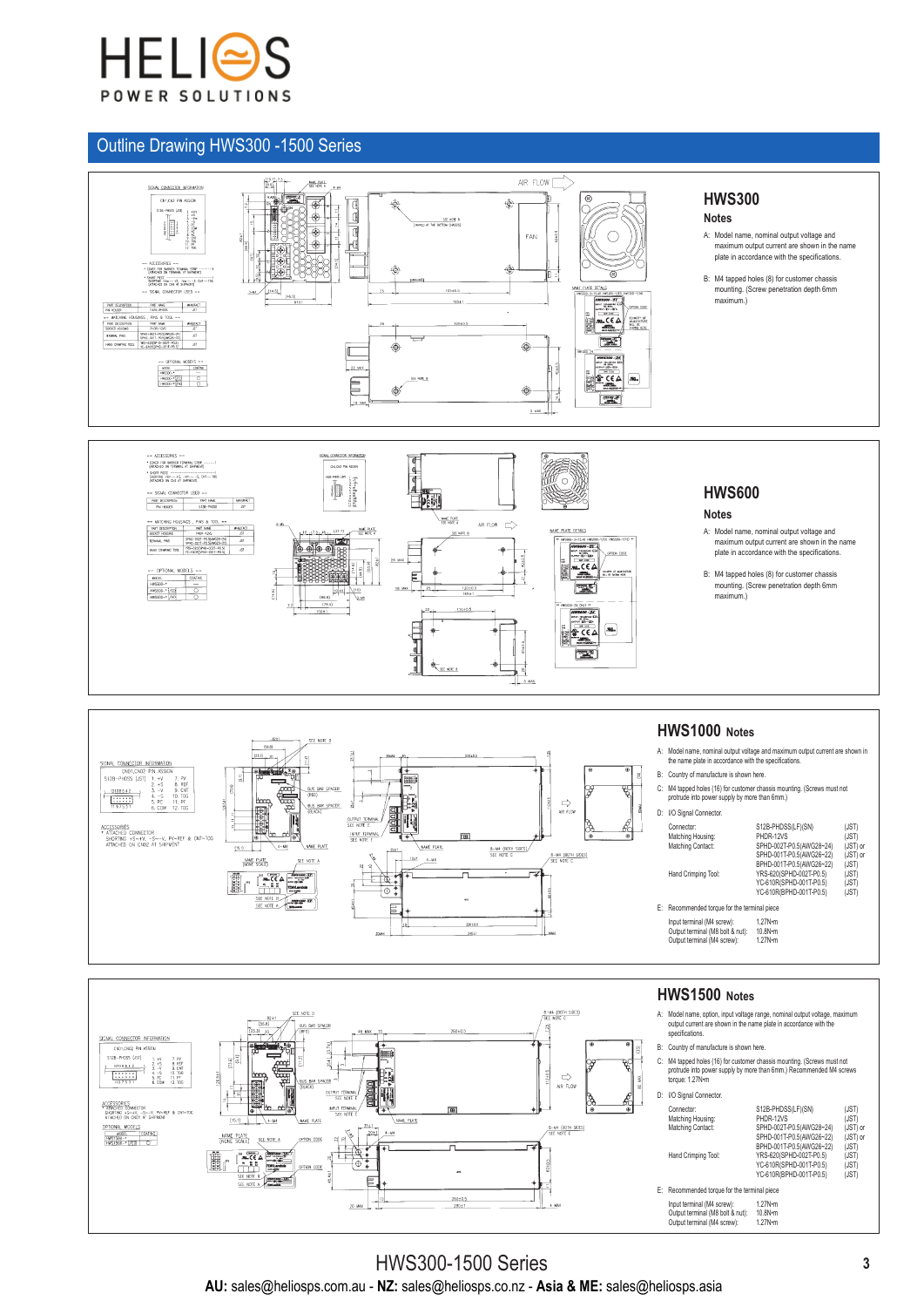# Outline Drawing HWS300 -1500 Series

## HWS300

### Notes

A: Model name, nominal output voltage and maximum output current are shown in the name plate in accordance with the specifications.

B: M4 tapped holes (8) for customer chassis mounting. (Screw penetration depth 6mm maximum.)

## HWS600

### Notes

A: Model name, nominal output voltage and maximum output current are shown in the name plate in accordance with the specifications.

B: M4 tapped holes (8) for customer chassis mounting. (Screw penetration depth 6mm maximum.)

## HWS1000 Notes

A: Model name, nominal output voltage and maximum output current are shown in the name plate in accordance with the specifications.

B: Country of manufacture is shown here.

C: M4 tapped holes (16) for customer chassis mounting. (Screws must not protrude into power supply by more than 6mm.)

D: I/O Signal Connector.

| | | |
|---|---|---|
| Connector: | S12B-PHDSS(LF)(SN) | (JST) |
| Matching Housing: | PHDR-12VS | (JST) |
| Matching Contact: | SPHD-002T-P0.5(AWG28~24) | (JST) or |
| | SPHD-001T-P0.5(AWG26~22) | (JST) or |
| | BPHD-001T-P0.5(AWG26~22) | (JST) |
| Hand Crimping Tool: | YRS-620(SPHD-002T-P0.5) | (JST) |
| | YC-610R(SPHD-001T-P0.5) | (JST) |
| | YC-610R(BPHD-001T-P0.5) | (JST) |

E: Recommended torque for the terminal piece

| | |
|---|---|
| Input terminal (M4 screw): | 1.27N•m |
| Output terminal (M8 bolt & nut): | 10.8N•m |
| Output terminal (M4 screw): | 1.27N•m |

## HWS1500 Notes

A: Model name, option, input voltage range, nominal output voltage, maximum output current are shown in the name plate in accordance with the specifications.

B: Country of manufacture is shown here.

C: M4 tapped holes (16) for customer chassis mounting. (Screws must not protrude into power supply by more than 6mm.) Recommended M4 screws torque: 1.27N•m

D: I/O Signal Connector.

| | | |
|---|---|---|
| Connector: | S12B-PHDSS(LF)(SN) | (JST) |
| Matching Housing: | PHDR-12VS | (JST) |
| Matching Contact: | SPHD-002T-P0.5(AWG28~24) | (JST) or |
| | SPHD-001T-P0.5(AWG26~22) | (JST) or |
| | BPHD-001T-P0.5(AWG26~22) | (JST) |
| Hand Crimping Tool: | YRS-620(SPHD-002T-P0.5) | (JST) |
| | YC-610R(SPHD-001T-P0.5) | (JST) |
| | YC-610R(BPHD-001T-P0.5) | (JST) |

E: Recommended torque for the terminal piece

| | |
|---|---|
| Input terminal (M4 screw): | 1.27N•m |
| Output terminal (M8 bolt & nut): | 10.8N•m |
| Output terminal (M4 screw): | 1.27N•m |

HWS300-1500 Series

**AU:** sales@heliosps.com.au - **NZ:** sales@heliosps.co.nz - **Asia & ME:** sales@heliosps.asia